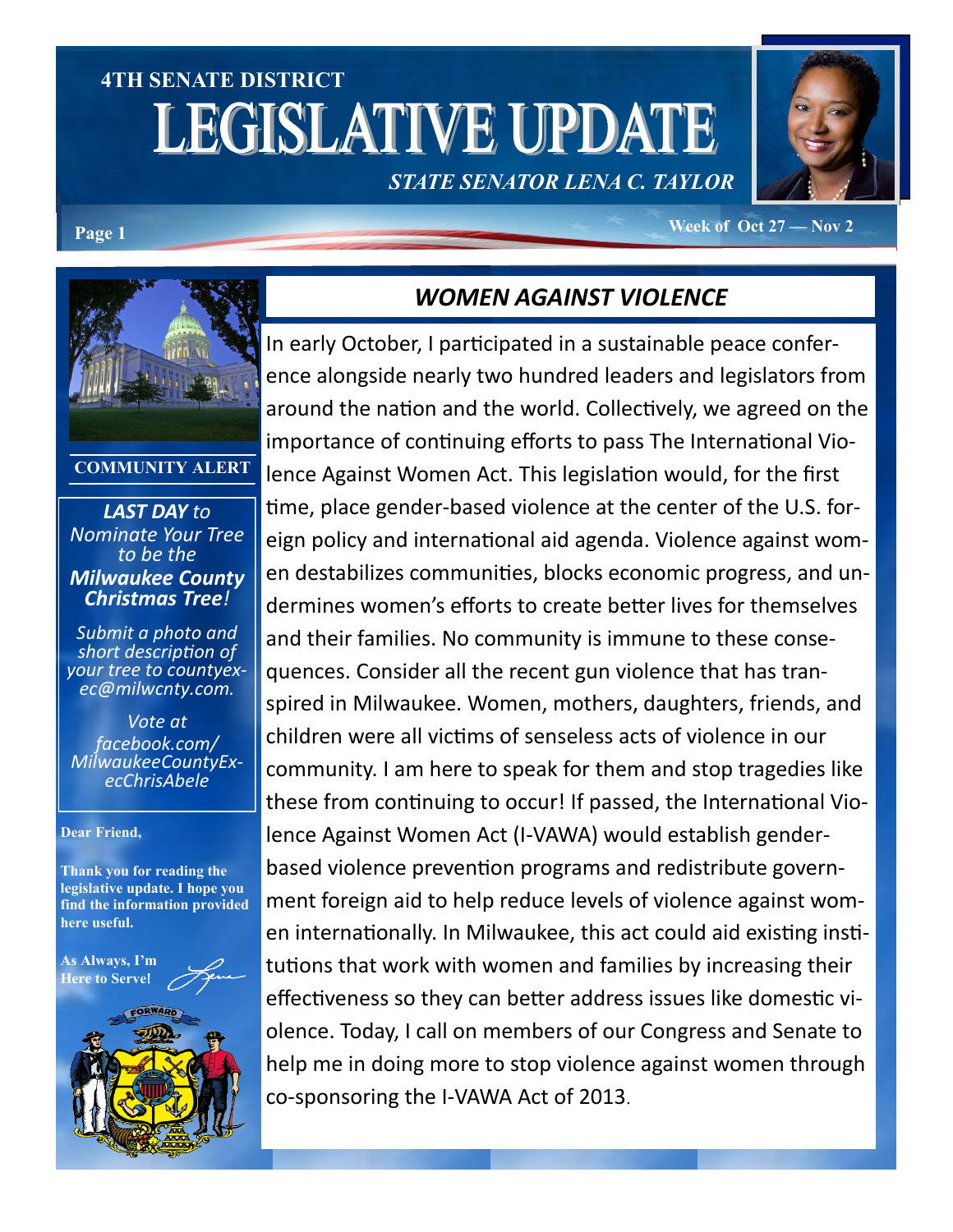# 4TH SENATE DISTRICT

# LEGISLATIVE UPDATE

***STATE SENATOR LENA C. TAYLOR***

**Week of Oct 27 — Nov 2**

**COMMUNITY ALERT**

***LAST DAY** to Nominate Your Tree to be the **Milwaukee County Christmas Tree**!*

*Submit a photo and short description of your tree to countyexec@milwcnty.com.*

*Vote at facebook.com/MilwaukeeCountyExecChrisAbele*

**Dear Friend,**

**Thank you for reading the legislative update. I hope you find the information provided here useful.**

**As Always, I'm Here to Serve!**

## *WOMEN AGAINST VIOLENCE*

In early October, I participated in a sustainable peace conference alongside nearly two hundred leaders and legislators from around the nation and the world. Collectively, we agreed on the importance of continuing efforts to pass The International Violence Against Women Act. This legislation would, for the first time, place gender-based violence at the center of the U.S. foreign policy and international aid agenda. Violence against women destabilizes communities, blocks economic progress, and undermines women's efforts to create better lives for themselves and their families. No community is immune to these consequences. Consider all the recent gun violence that has transpired in Milwaukee. Women, mothers, daughters, friends, and children were all victims of senseless acts of violence in our community. I am here to speak for them and stop tragedies like these from continuing to occur! If passed, the International Violence Against Women Act (I-VAWA) would establish gender-based violence prevention programs and redistribute government foreign aid to help reduce levels of violence against women internationally. In Milwaukee, this act could aid existing institutions that work with women and families by increasing their effectiveness so they can better address issues like domestic violence. Today, I call on members of our Congress and Senate to help me in doing more to stop violence against women through co-sponsoring the I-VAWA Act of 2013.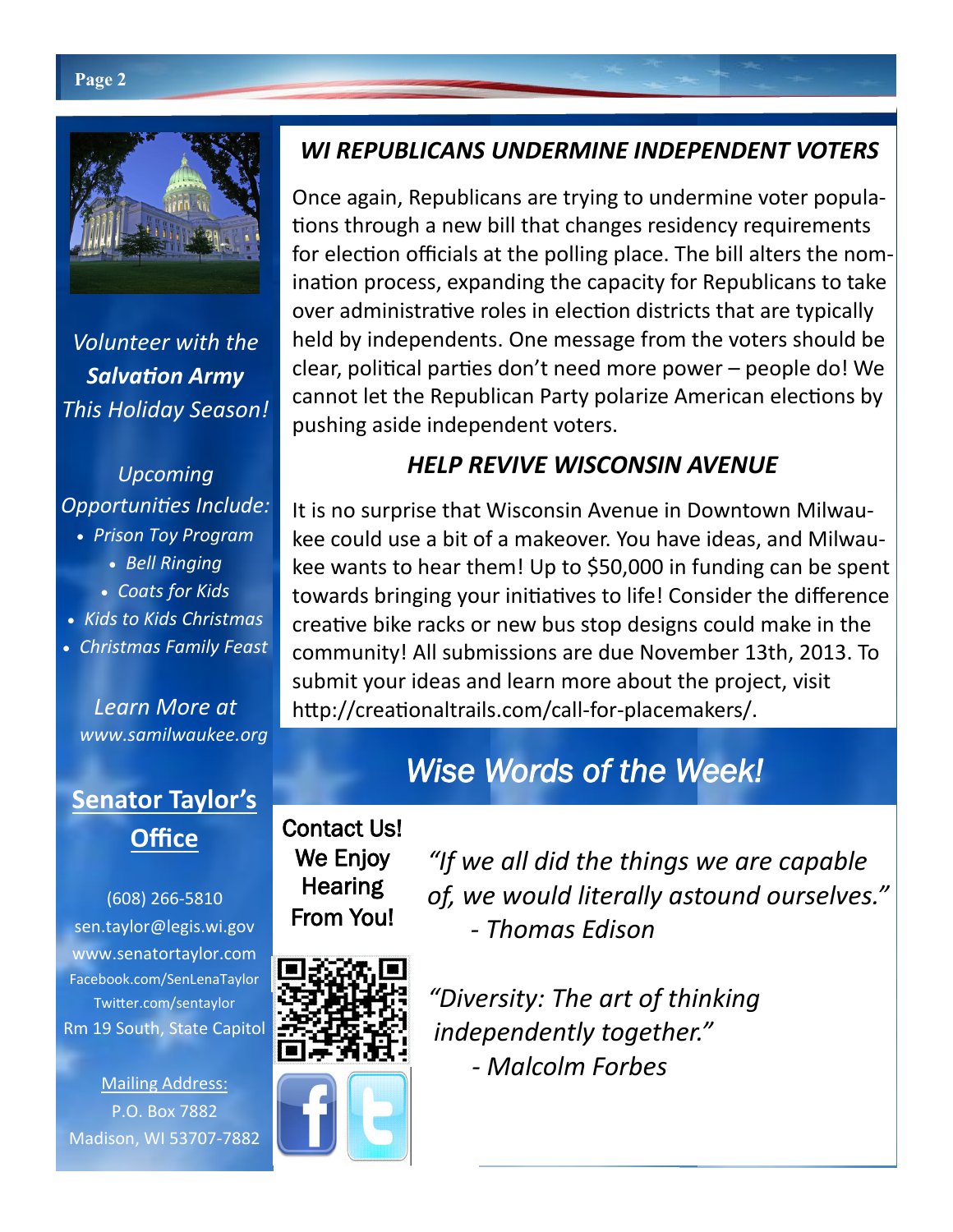## WI REPUBLICANS UNDERMINE INDEPENDENT VOTERS

Once again, Republicans are trying to undermine voter populations through a new bill that changes residency requirements for election officials at the polling place. The bill alters the nomination process, expanding the capacity for Republicans to take over administrative roles in election districts that are typically held by independents. One message from the voters should be clear, political parties don't need more power – people do! We cannot let the Republican Party polarize American elections by pushing aside independent voters.

## HELP REVIVE WISCONSIN AVENUE

It is no surprise that Wisconsin Avenue in Downtown Milwaukee could use a bit of a makeover. You have ideas, and Milwaukee wants to hear them! Up to $50,000 in funding can be spent towards bringing your initiatives to life! Consider the difference creative bike racks or new bus stop designs could make in the community! All submissions are due November 13th, 2013. To submit your ideas and learn more about the project, visit http://creationaltrails.com/call-for-placemakers/.

*Volunteer with the* ***Salvation Army*** *This Holiday Season!*

*Upcoming Opportunities Include:*

- *Prison Toy Program*
- *Bell Ringing*
- *Coats for Kids*
- *Kids to Kids Christmas*
- *Christmas Family Feast*

*Learn More at www.samilwaukee.org*

## Senator Taylor's Office

(608) 266-5810
sen.taylor@legis.wi.gov
www.senatortaylor.com
Facebook.com/SenLenaTaylor
Twitter.com/sentaylor
Rm 19 South, State Capitol

Mailing Address:
P.O. Box 7882
Madison, WI 53707-7882

## Wise Words of the Week!

Contact Us! We Enjoy Hearing From You!

*"If we all did the things we are capable of, we would literally astound ourselves."*
*- Thomas Edison*

*"Diversity: The art of thinking independently together."*
*- Malcolm Forbes*